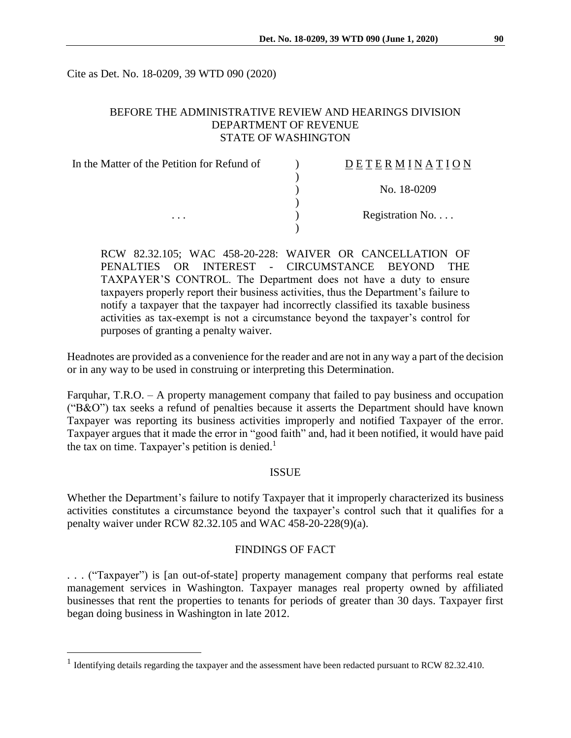Cite as Det. No. 18-0209, 39 WTD 090 (2020)

BEFORE THE ADMINISTRATIVE REVIEW AND HEARINGS DIVISION
DEPARTMENT OF REVENUE
STATE OF WASHINGTON

| In the Matter of the Petition for Refund of | ) | DETERMINATION |
|---|---|---|
| | ) | |
| | ) | No. 18-0209 |
| | ) | |
| . . . | ) | Registration No. . . . |
| | ) | |

RCW 82.32.105; WAC 458-20-228: WAIVER OR CANCELLATION OF PENALTIES OR INTEREST - CIRCUMSTANCE BEYOND THE TAXPAYER'S CONTROL. The Department does not have a duty to ensure taxpayers properly report their business activities, thus the Department's failure to notify a taxpayer that the taxpayer had incorrectly classified its taxable business activities as tax-exempt is not a circumstance beyond the taxpayer's control for purposes of granting a penalty waiver.

Headnotes are provided as a convenience for the reader and are not in any way a part of the decision or in any way to be used in construing or interpreting this Determination.

Farquhar, T.R.O. – A property management company that failed to pay business and occupation ("B&O") tax seeks a refund of penalties because it asserts the Department should have known Taxpayer was reporting its business activities improperly and notified Taxpayer of the error. Taxpayer argues that it made the error in "good faith" and, had it been notified, it would have paid the tax on time. Taxpayer's petition is denied.[1]

## ISSUE

Whether the Department's failure to notify Taxpayer that it improperly characterized its business activities constitutes a circumstance beyond the taxpayer's control such that it qualifies for a penalty waiver under RCW 82.32.105 and WAC 458-20-228(9)(a).

## FINDINGS OF FACT

. . . ("Taxpayer") is [an out-of-state] property management company that performs real estate management services in Washington. Taxpayer manages real property owned by affiliated businesses that rent the properties to tenants for periods of greater than 30 days. Taxpayer first began doing business in Washington in late 2012.

[1] Identifying details regarding the taxpayer and the assessment have been redacted pursuant to RCW 82.32.410.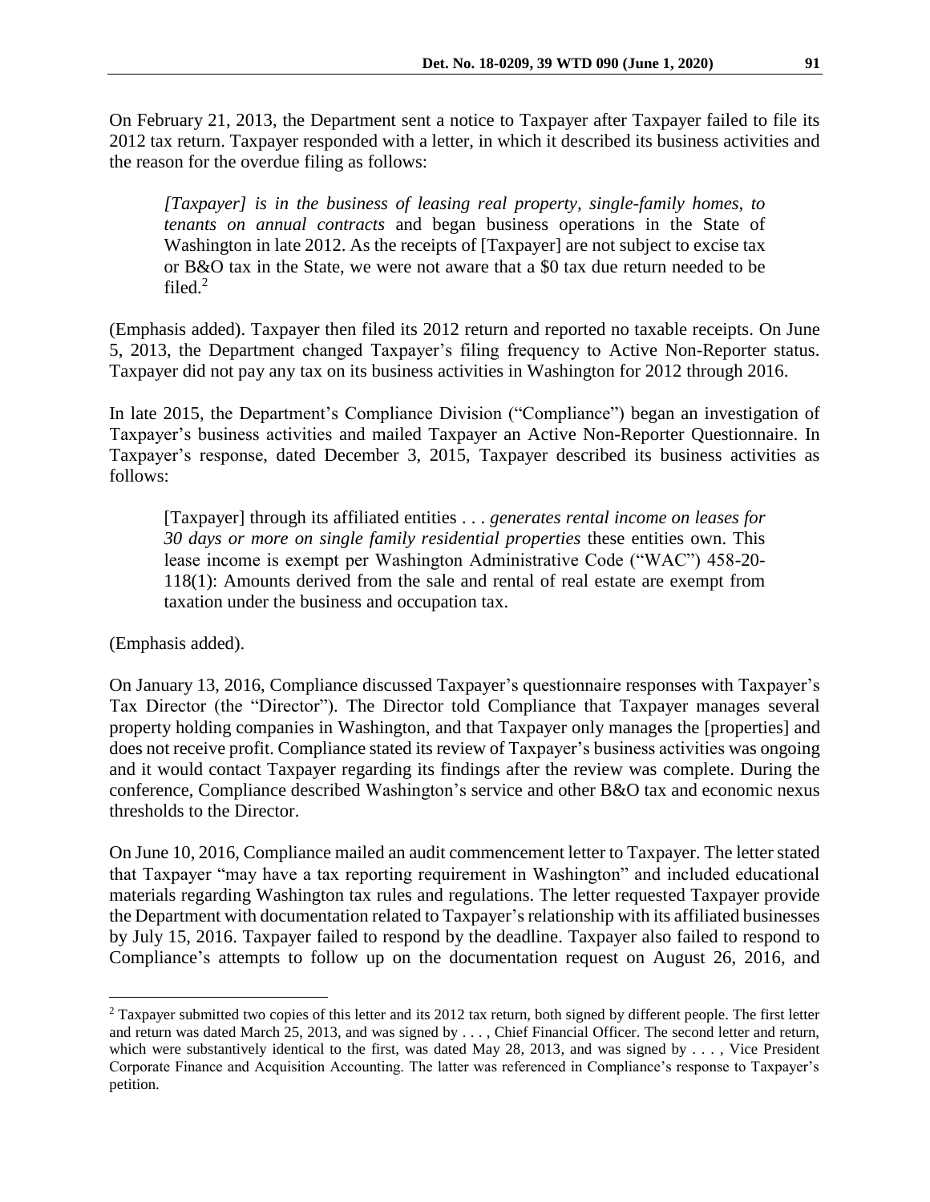On February 21, 2013, the Department sent a notice to Taxpayer after Taxpayer failed to file its 2012 tax return. Taxpayer responded with a letter, in which it described its business activities and the reason for the overdue filing as follows:

> *[Taxpayer] is in the business of leasing real property, single-family homes, to tenants on annual contracts* and began business operations in the State of Washington in late 2012. As the receipts of [Taxpayer] are not subject to excise tax or B&O tax in the State, we were not aware that a $0 tax due return needed to be filed.[2]

(Emphasis added). Taxpayer then filed its 2012 return and reported no taxable receipts. On June 5, 2013, the Department changed Taxpayer's filing frequency to Active Non-Reporter status. Taxpayer did not pay any tax on its business activities in Washington for 2012 through 2016.

In late 2015, the Department's Compliance Division ("Compliance") began an investigation of Taxpayer's business activities and mailed Taxpayer an Active Non-Reporter Questionnaire. In Taxpayer's response, dated December 3, 2015, Taxpayer described its business activities as follows:

> [Taxpayer] through its affiliated entities . . . *generates rental income on leases for 30 days or more on single family residential properties* these entities own. This lease income is exempt per Washington Administrative Code ("WAC") 458-20-118(1): Amounts derived from the sale and rental of real estate are exempt from taxation under the business and occupation tax.

(Emphasis added).

On January 13, 2016, Compliance discussed Taxpayer's questionnaire responses with Taxpayer's Tax Director (the "Director"). The Director told Compliance that Taxpayer manages several property holding companies in Washington, and that Taxpayer only manages the [properties] and does not receive profit. Compliance stated its review of Taxpayer's business activities was ongoing and it would contact Taxpayer regarding its findings after the review was complete. During the conference, Compliance described Washington's service and other B&O tax and economic nexus thresholds to the Director.

On June 10, 2016, Compliance mailed an audit commencement letter to Taxpayer. The letter stated that Taxpayer "may have a tax reporting requirement in Washington" and included educational materials regarding Washington tax rules and regulations. The letter requested Taxpayer provide the Department with documentation related to Taxpayer's relationship with its affiliated businesses by July 15, 2016. Taxpayer failed to respond by the deadline. Taxpayer also failed to respond to Compliance's attempts to follow up on the documentation request on August 26, 2016, and

---

[2] Taxpayer submitted two copies of this letter and its 2012 tax return, both signed by different people. The first letter and return was dated March 25, 2013, and was signed by . . . , Chief Financial Officer. The second letter and return, which were substantively identical to the first, was dated May 28, 2013, and was signed by . . . , Vice President Corporate Finance and Acquisition Accounting. The latter was referenced in Compliance's response to Taxpayer's petition.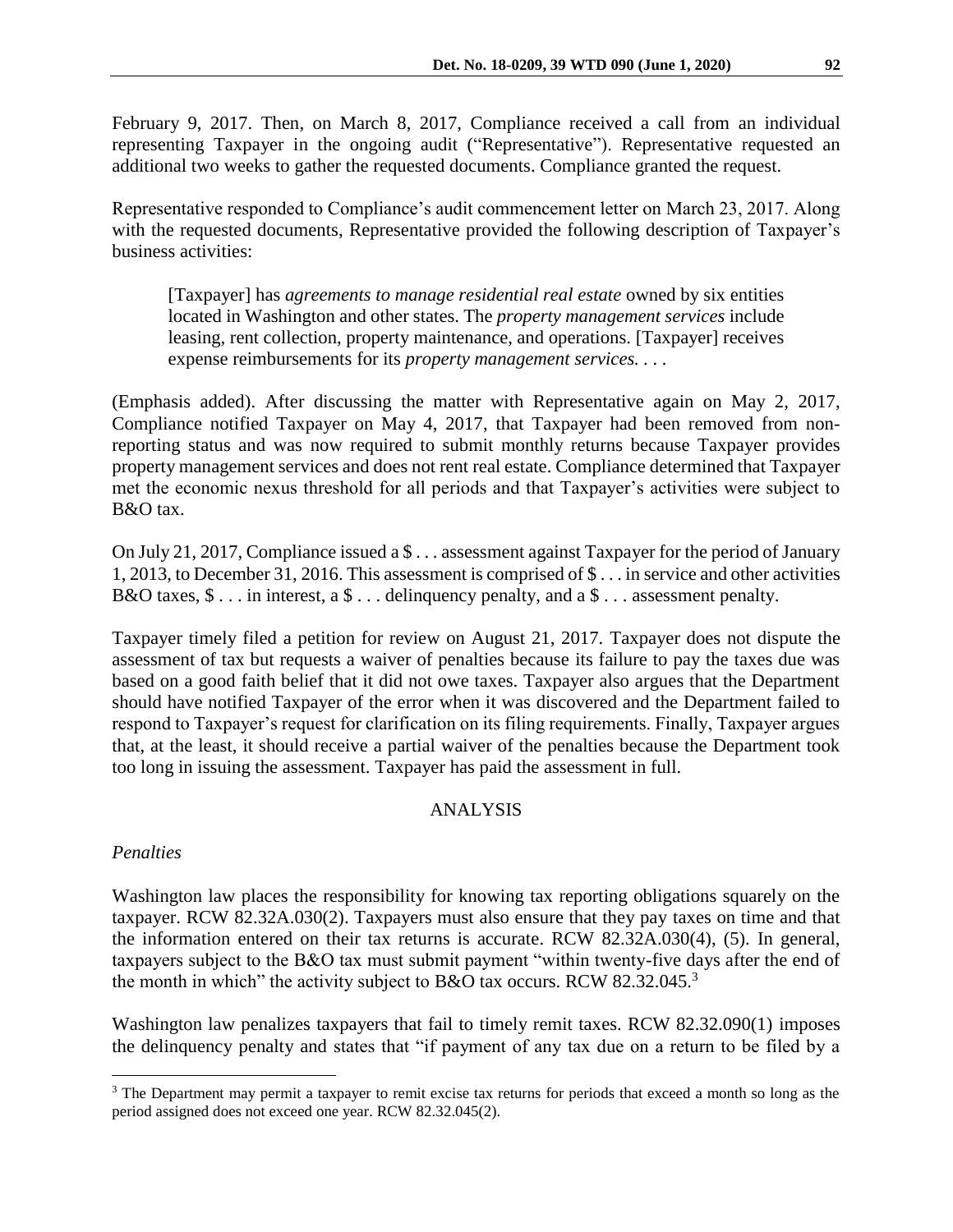February 9, 2017. Then, on March 8, 2017, Compliance received a call from an individual representing Taxpayer in the ongoing audit ("Representative"). Representative requested an additional two weeks to gather the requested documents. Compliance granted the request.

Representative responded to Compliance's audit commencement letter on March 23, 2017. Along with the requested documents, Representative provided the following description of Taxpayer's business activities:

> [Taxpayer] has *agreements to manage residential real estate* owned by six entities located in Washington and other states. The *property management services* include leasing, rent collection, property maintenance, and operations. [Taxpayer] receives expense reimbursements for its *property management services*. . . .

(Emphasis added). After discussing the matter with Representative again on May 2, 2017, Compliance notified Taxpayer on May 4, 2017, that Taxpayer had been removed from non-reporting status and was now required to submit monthly returns because Taxpayer provides property management services and does not rent real estate. Compliance determined that Taxpayer met the economic nexus threshold for all periods and that Taxpayer's activities were subject to B&O tax.

On July 21, 2017, Compliance issued a $ . . . assessment against Taxpayer for the period of January 1, 2013, to December 31, 2016. This assessment is comprised of $ . . . in service and other activities B&O taxes, $ . . . in interest, a $ . . . delinquency penalty, and a $ . . . assessment penalty.

Taxpayer timely filed a petition for review on August 21, 2017. Taxpayer does not dispute the assessment of tax but requests a waiver of penalties because its failure to pay the taxes due was based on a good faith belief that it did not owe taxes. Taxpayer also argues that the Department should have notified Taxpayer of the error when it was discovered and the Department failed to respond to Taxpayer's request for clarification on its filing requirements. Finally, Taxpayer argues that, at the least, it should receive a partial waiver of the penalties because the Department took too long in issuing the assessment. Taxpayer has paid the assessment in full.

## ANALYSIS

### *Penalties*

Washington law places the responsibility for knowing tax reporting obligations squarely on the taxpayer. RCW 82.32A.030(2). Taxpayers must also ensure that they pay taxes on time and that the information entered on their tax returns is accurate. RCW 82.32A.030(4), (5). In general, taxpayers subject to the B&O tax must submit payment "within twenty-five days after the end of the month in which" the activity subject to B&O tax occurs. RCW 82.32.045.[3]

Washington law penalizes taxpayers that fail to timely remit taxes. RCW 82.32.090(1) imposes the delinquency penalty and states that "if payment of any tax due on a return to be filed by a

---

[3] The Department may permit a taxpayer to remit excise tax returns for periods that exceed a month so long as the period assigned does not exceed one year. RCW 82.32.045(2).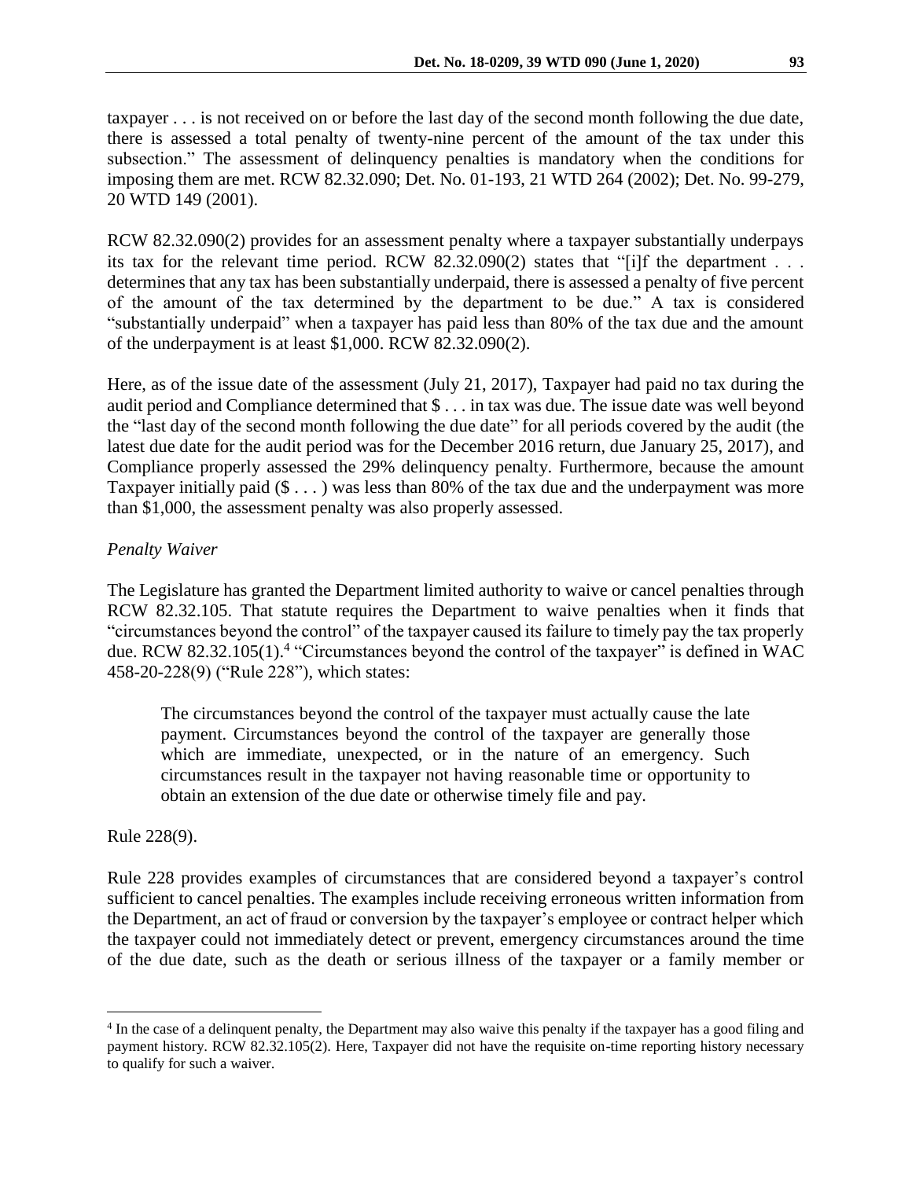taxpayer . . . is not received on or before the last day of the second month following the due date, there is assessed a total penalty of twenty-nine percent of the amount of the tax under this subsection." The assessment of delinquency penalties is mandatory when the conditions for imposing them are met. RCW 82.32.090; Det. No. 01-193, 21 WTD 264 (2002); Det. No. 99-279, 20 WTD 149 (2001).

RCW 82.32.090(2) provides for an assessment penalty where a taxpayer substantially underpays its tax for the relevant time period. RCW 82.32.090(2) states that "[i]f the department . . . determines that any tax has been substantially underpaid, there is assessed a penalty of five percent of the amount of the tax determined by the department to be due." A tax is considered "substantially underpaid" when a taxpayer has paid less than 80% of the tax due and the amount of the underpayment is at least $1,000. RCW 82.32.090(2).

Here, as of the issue date of the assessment (July 21, 2017), Taxpayer had paid no tax during the audit period and Compliance determined that $ . . . in tax was due. The issue date was well beyond the "last day of the second month following the due date" for all periods covered by the audit (the latest due date for the audit period was for the December 2016 return, due January 25, 2017), and Compliance properly assessed the 29% delinquency penalty. Furthermore, because the amount Taxpayer initially paid ($ . . . ) was less than 80% of the tax due and the underpayment was more than $1,000, the assessment penalty was also properly assessed.

*Penalty Waiver*

The Legislature has granted the Department limited authority to waive or cancel penalties through RCW 82.32.105. That statute requires the Department to waive penalties when it finds that "circumstances beyond the control" of the taxpayer caused its failure to timely pay the tax properly due. RCW 82.32.105(1).[4] "Circumstances beyond the control of the taxpayer" is defined in WAC 458-20-228(9) ("Rule 228"), which states:

> The circumstances beyond the control of the taxpayer must actually cause the late payment. Circumstances beyond the control of the taxpayer are generally those which are immediate, unexpected, or in the nature of an emergency. Such circumstances result in the taxpayer not having reasonable time or opportunity to obtain an extension of the due date or otherwise timely file and pay.

Rule 228(9).

Rule 228 provides examples of circumstances that are considered beyond a taxpayer's control sufficient to cancel penalties. The examples include receiving erroneous written information from the Department, an act of fraud or conversion by the taxpayer's employee or contract helper which the taxpayer could not immediately detect or prevent, emergency circumstances around the time of the due date, such as the death or serious illness of the taxpayer or a family member or

---

[4] In the case of a delinquent penalty, the Department may also waive this penalty if the taxpayer has a good filing and payment history. RCW 82.32.105(2). Here, Taxpayer did not have the requisite on-time reporting history necessary to qualify for such a waiver.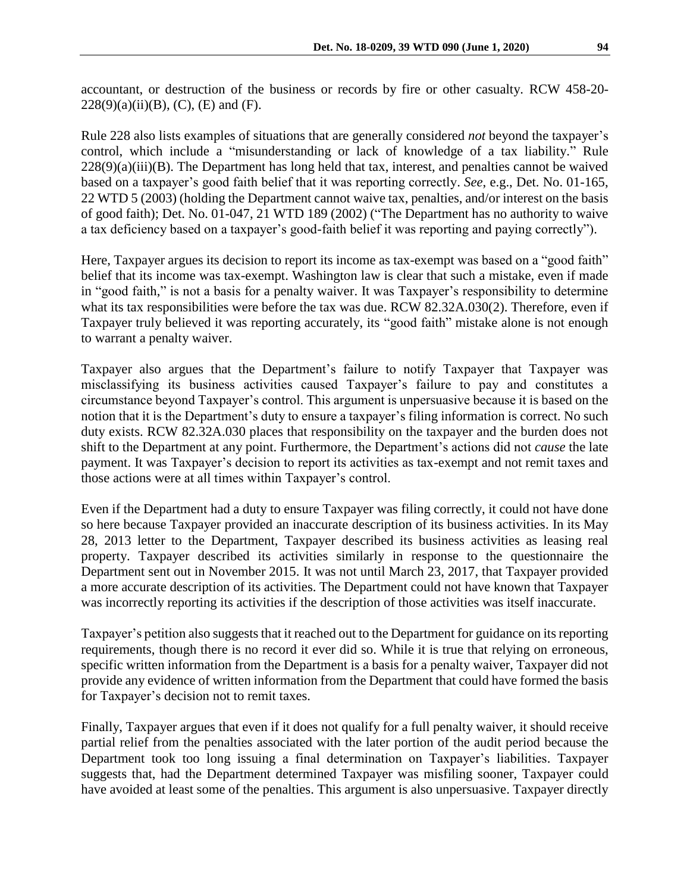accountant, or destruction of the business or records by fire or other casualty. RCW 458-20-228(9)(a)(ii)(B), (C), (E) and (F).

Rule 228 also lists examples of situations that are generally considered *not* beyond the taxpayer's control, which include a "misunderstanding or lack of knowledge of a tax liability." Rule 228(9)(a)(iii)(B). The Department has long held that tax, interest, and penalties cannot be waived based on a taxpayer's good faith belief that it was reporting correctly. *See*, e.g., Det. No. 01-165, 22 WTD 5 (2003) (holding the Department cannot waive tax, penalties, and/or interest on the basis of good faith); Det. No. 01-047, 21 WTD 189 (2002) ("The Department has no authority to waive a tax deficiency based on a taxpayer's good-faith belief it was reporting and paying correctly").

Here, Taxpayer argues its decision to report its income as tax-exempt was based on a "good faith" belief that its income was tax-exempt. Washington law is clear that such a mistake, even if made in "good faith," is not a basis for a penalty waiver. It was Taxpayer's responsibility to determine what its tax responsibilities were before the tax was due. RCW 82.32A.030(2). Therefore, even if Taxpayer truly believed it was reporting accurately, its "good faith" mistake alone is not enough to warrant a penalty waiver.

Taxpayer also argues that the Department's failure to notify Taxpayer that Taxpayer was misclassifying its business activities caused Taxpayer's failure to pay and constitutes a circumstance beyond Taxpayer's control. This argument is unpersuasive because it is based on the notion that it is the Department's duty to ensure a taxpayer's filing information is correct. No such duty exists. RCW 82.32A.030 places that responsibility on the taxpayer and the burden does not shift to the Department at any point. Furthermore, the Department's actions did not *cause* the late payment. It was Taxpayer's decision to report its activities as tax-exempt and not remit taxes and those actions were at all times within Taxpayer's control.

Even if the Department had a duty to ensure Taxpayer was filing correctly, it could not have done so here because Taxpayer provided an inaccurate description of its business activities. In its May 28, 2013 letter to the Department, Taxpayer described its business activities as leasing real property. Taxpayer described its activities similarly in response to the questionnaire the Department sent out in November 2015. It was not until March 23, 2017, that Taxpayer provided a more accurate description of its activities. The Department could not have known that Taxpayer was incorrectly reporting its activities if the description of those activities was itself inaccurate.

Taxpayer's petition also suggests that it reached out to the Department for guidance on its reporting requirements, though there is no record it ever did so. While it is true that relying on erroneous, specific written information from the Department is a basis for a penalty waiver, Taxpayer did not provide any evidence of written information from the Department that could have formed the basis for Taxpayer's decision not to remit taxes.

Finally, Taxpayer argues that even if it does not qualify for a full penalty waiver, it should receive partial relief from the penalties associated with the later portion of the audit period because the Department took too long issuing a final determination on Taxpayer's liabilities. Taxpayer suggests that, had the Department determined Taxpayer was misfiling sooner, Taxpayer could have avoided at least some of the penalties. This argument is also unpersuasive. Taxpayer directly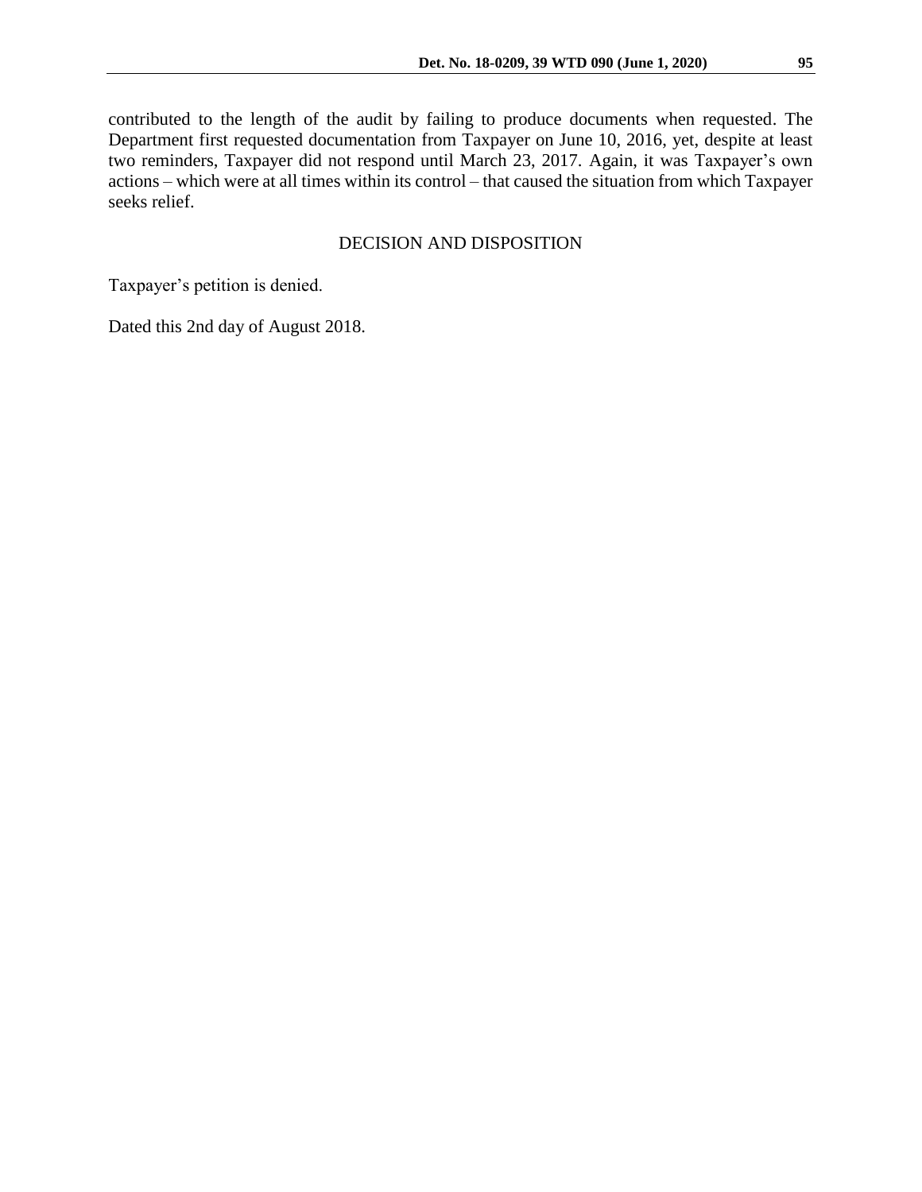contributed to the length of the audit by failing to produce documents when requested. The Department first requested documentation from Taxpayer on June 10, 2016, yet, despite at least two reminders, Taxpayer did not respond until March 23, 2017. Again, it was Taxpayer's own actions – which were at all times within its control – that caused the situation from which Taxpayer seeks relief.

## DECISION AND DISPOSITION

Taxpayer's petition is denied.

Dated this 2nd day of August 2018.